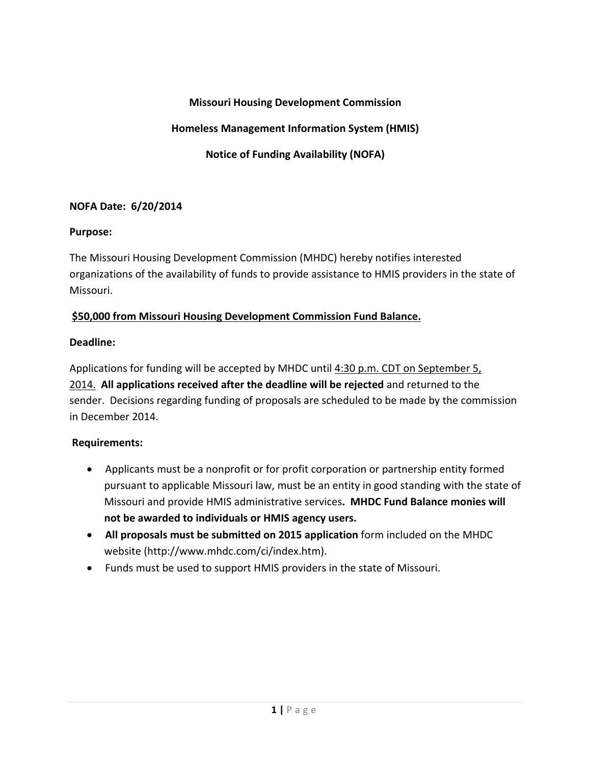**Missouri Housing Development Commission**

**Homeless Management Information System (HMIS)**

**Notice of Funding Availability (NOFA)**

**NOFA Date: 6/20/2014**

**Purpose:**

The Missouri Housing Development Commission (MHDC) hereby notifies interested organizations of the availability of funds to provide assistance to HMIS providers in the state of Missouri.

**<u>$50,000 from Missouri Housing Development Commission Fund Balance.</u>**

**Deadline:**

Applications for funding will be accepted by MHDC until <u>4:30 p.m. CDT on September 5, 2014.</u> **All applications received after the deadline will be rejected** and returned to the sender. Decisions regarding funding of proposals are scheduled to be made by the commission in December 2014.

**Requirements:**

- Applicants must be a nonprofit or for profit corporation or partnership entity formed pursuant to applicable Missouri law, must be an entity in good standing with the state of Missouri and provide HMIS administrative services**. MHDC Fund Balance monies will not be awarded to individuals or HMIS agency users.**
- **All proposals must be submitted on 2015 application** form included on the MHDC website (http://www.mhdc.com/ci/index.htm).
- Funds must be used to support HMIS providers in the state of Missouri.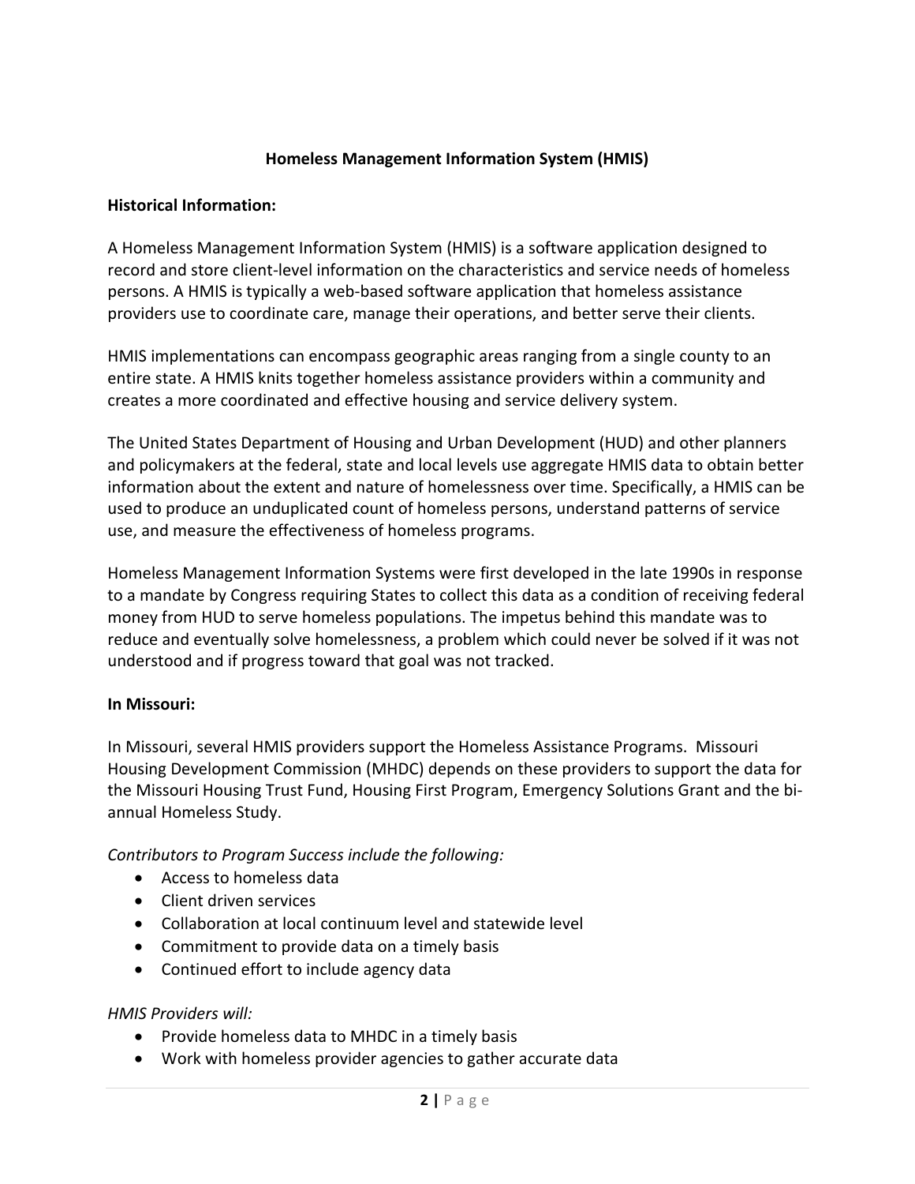## Homeless Management Information System (HMIS)

### Historical Information:

A Homeless Management Information System (HMIS) is a software application designed to record and store client-level information on the characteristics and service needs of homeless persons. A HMIS is typically a web-based software application that homeless assistance providers use to coordinate care, manage their operations, and better serve their clients.

HMIS implementations can encompass geographic areas ranging from a single county to an entire state. A HMIS knits together homeless assistance providers within a community and creates a more coordinated and effective housing and service delivery system.

The United States Department of Housing and Urban Development (HUD) and other planners and policymakers at the federal, state and local levels use aggregate HMIS data to obtain better information about the extent and nature of homelessness over time. Specifically, a HMIS can be used to produce an unduplicated count of homeless persons, understand patterns of service use, and measure the effectiveness of homeless programs.

Homeless Management Information Systems were first developed in the late 1990s in response to a mandate by Congress requiring States to collect this data as a condition of receiving federal money from HUD to serve homeless populations. The impetus behind this mandate was to reduce and eventually solve homelessness, a problem which could never be solved if it was not understood and if progress toward that goal was not tracked.

### In Missouri:

In Missouri, several HMIS providers support the Homeless Assistance Programs. Missouri Housing Development Commission (MHDC) depends on these providers to support the data for the Missouri Housing Trust Fund, Housing First Program, Emergency Solutions Grant and the bi-annual Homeless Study.

*Contributors to Program Success include the following:*

- Access to homeless data
- Client driven services
- Collaboration at local continuum level and statewide level
- Commitment to provide data on a timely basis
- Continued effort to include agency data

*HMIS Providers will:*

- Provide homeless data to MHDC in a timely basis
- Work with homeless provider agencies to gather accurate data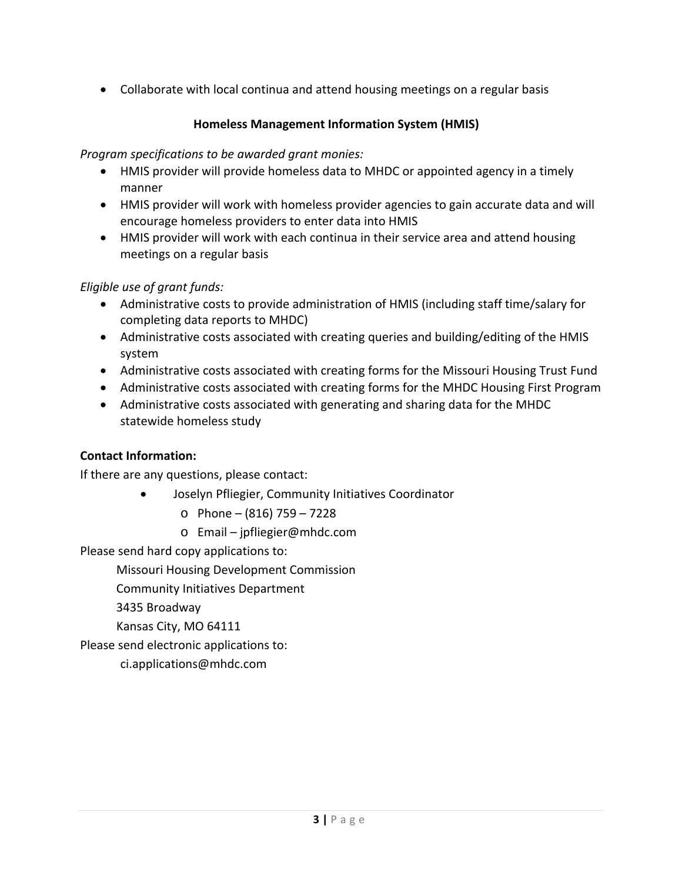- Collaborate with local continua and attend housing meetings on a regular basis

## Homeless Management Information System (HMIS)

*Program specifications to be awarded grant monies:*

- HMIS provider will provide homeless data to MHDC or appointed agency in a timely manner
- HMIS provider will work with homeless provider agencies to gain accurate data and will encourage homeless providers to enter data into HMIS
- HMIS provider will work with each continua in their service area and attend housing meetings on a regular basis

*Eligible use of grant funds:*

- Administrative costs to provide administration of HMIS (including staff time/salary for completing data reports to MHDC)
- Administrative costs associated with creating queries and building/editing of the HMIS system
- Administrative costs associated with creating forms for the Missouri Housing Trust Fund
- Administrative costs associated with creating forms for the MHDC Housing First Program
- Administrative costs associated with generating and sharing data for the MHDC statewide homeless study

**Contact Information:**

If there are any questions, please contact:

- Joselyn Pfliegier, Community Initiatives Coordinator
  - Phone – (816) 759 – 7228
  - Email – jpfliegier@mhdc.com

Please send hard copy applications to:

Missouri Housing Development Commission
Community Initiatives Department
3435 Broadway
Kansas City, MO 64111

Please send electronic applications to:

ci.applications@mhdc.com